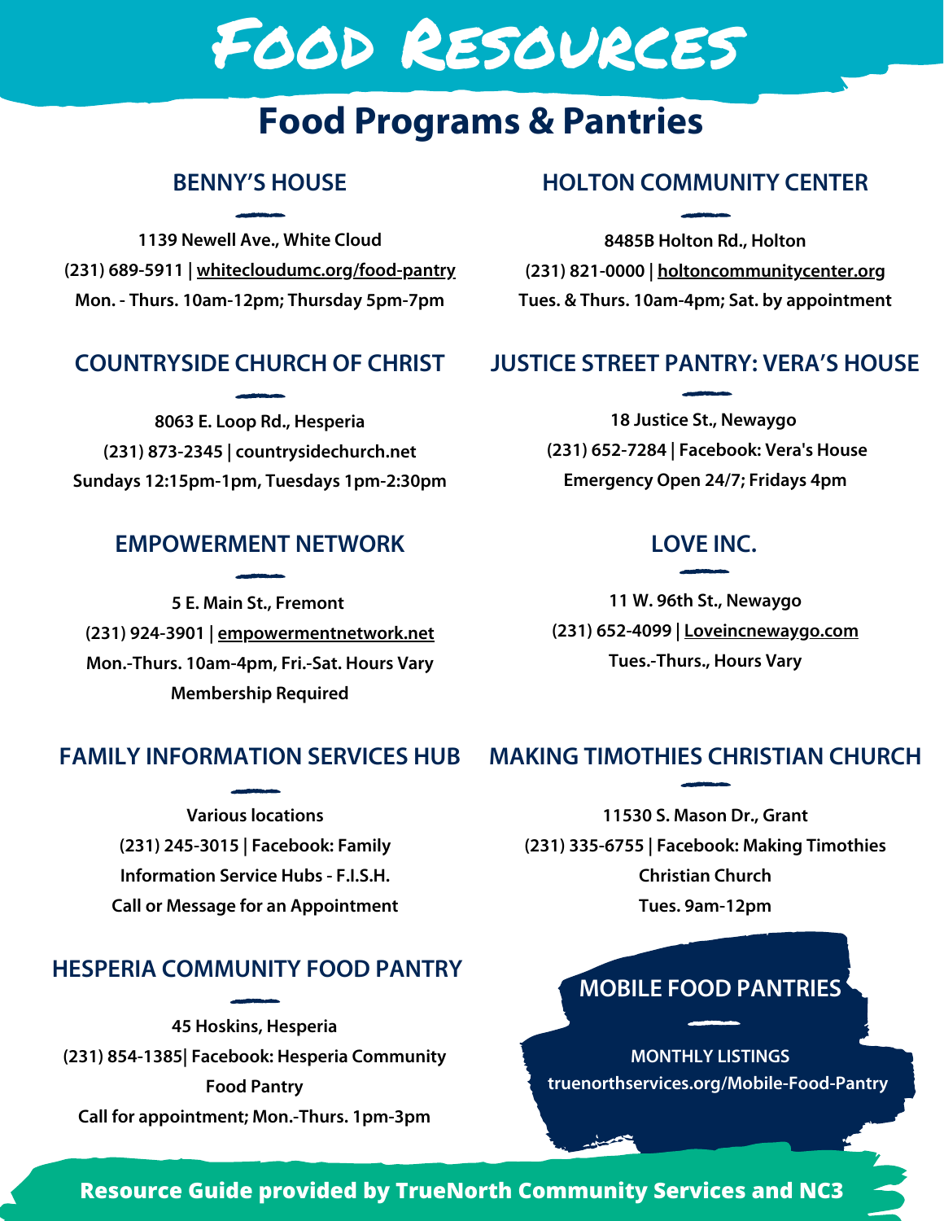# Food Resources

## Food Programs & Pantries

### BENNY'S HOUSE

**1139 Newell Ave., White Cloud**
**(231) 689-5911 | whitecloudumc.org/food-pantry**
**Mon. - Thurs. 10am-12pm; Thursday 5pm-7pm**

### COUNTRYSIDE CHURCH OF CHRIST

**8063 E. Loop Rd., Hesperia**
**(231) 873-2345 | countrysidechurch.net**
**Sundays 12:15pm-1pm, Tuesdays 1pm-2:30pm**

### EMPOWERMENT NETWORK

**5 E. Main St., Fremont**
**(231) 924-3901 | empowermentnetwork.net**
**Mon.-Thurs. 10am-4pm, Fri.-Sat. Hours Vary**
**Membership Required**

### FAMILY INFORMATION SERVICES HUB

**Various locations**
**(231) 245-3015 | Facebook: Family Information Service Hubs - F.I.S.H.**
**Call or Message for an Appointment**

### HESPERIA COMMUNITY FOOD PANTRY

**45 Hoskins, Hesperia**
**(231) 854-1385| Facebook: Hesperia Community Food Pantry**
**Call for appointment; Mon.-Thurs. 1pm-3pm**

### HOLTON COMMUNITY CENTER

**8485B Holton Rd., Holton**
**(231) 821-0000 | holtoncommunitycenter.org**
**Tues. & Thurs. 10am-4pm; Sat. by appointment**

### JUSTICE STREET PANTRY: VERA'S HOUSE

**18 Justice St., Newaygo**
**(231) 652-7284 | Facebook: Vera's House**
**Emergency Open 24/7; Fridays 4pm**

### LOVE INC.

**11 W. 96th St., Newaygo**
**(231) 652-4099 | Loveincnewaygo.com**
**Tues.-Thurs., Hours Vary**

### MAKING TIMOTHIES CHRISTIAN CHURCH

**11530 S. Mason Dr., Grant**
**(231) 335-6755 | Facebook: Making Timothies Christian Church**
**Tues. 9am-12pm**

### MOBILE FOOD PANTRIES

**MONTHLY LISTINGS**
**truenorthservices.org/Mobile-Food-Pantry**

**Resource Guide provided by TrueNorth Community Services and NC3**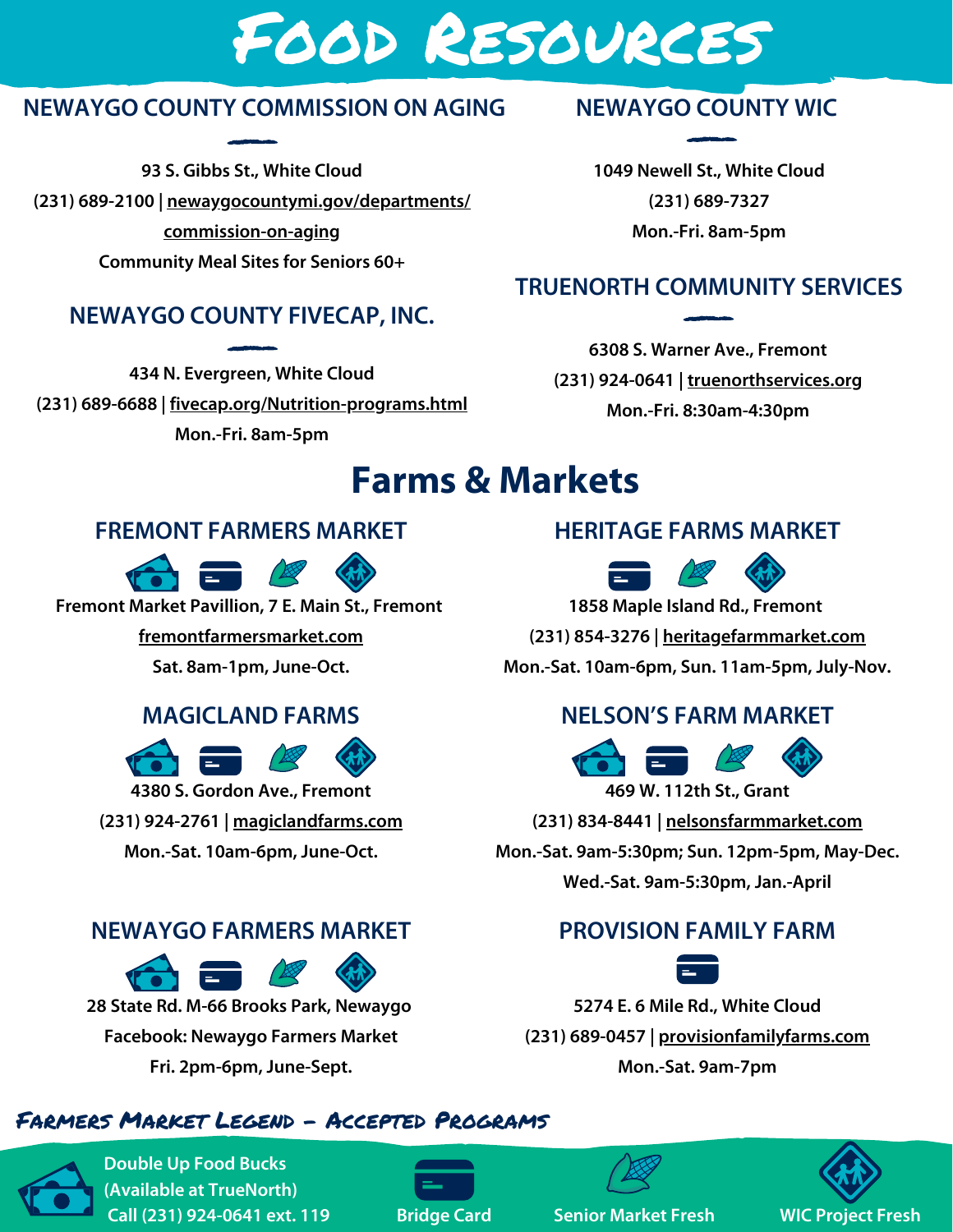# Food Resources

## NEWAYGO COUNTY COMMISSION ON AGING

93 S. Gibbs St., White Cloud

(231) 689-2100 | newaygocountymi.gov/departments/commission-on-aging

Community Meal Sites for Seniors 60+

## NEWAYGO COUNTY FIVECAP, INC.

434 N. Evergreen, White Cloud

(231) 689-6688 | fivecap.org/Nutrition-programs.html

Mon.-Fri. 8am-5pm

## NEWAYGO COUNTY WIC

1049 Newell St., White Cloud

(231) 689-7327

Mon.-Fri. 8am-5pm

## TRUENORTH COMMUNITY SERVICES

6308 S. Warner Ave., Fremont

(231) 924-0641 | truenorthservices.org

Mon.-Fri. 8:30am-4:30pm

# Farms & Markets

## FREMONT FARMERS MARKET

Fremont Market Pavillion, 7 E. Main St., Fremont

fremontfarmersmarket.com

Sat. 8am-1pm, June-Oct.

## MAGICLAND FARMS

4380 S. Gordon Ave., Fremont

(231) 924-2761 | magiclandfarms.com

Mon.-Sat. 10am-6pm, June-Oct.

## NEWAYGO FARMERS MARKET

28 State Rd. M-66 Brooks Park, Newaygo

Facebook: Newaygo Farmers Market

Fri. 2pm-6pm, June-Sept.

## HERITAGE FARMS MARKET

1858 Maple Island Rd., Fremont

(231) 854-3276 | heritagefarmmarket.com

Mon.-Sat. 10am-6pm, Sun. 11am-5pm, July-Nov.

## NELSON'S FARM MARKET

469 W. 112th St., Grant

(231) 834-8441 | nelsonsfarmmarket.com

Mon.-Sat. 9am-5:30pm; Sun. 12pm-5pm, May-Dec.

Wed.-Sat. 9am-5:30pm, Jan.-April

## PROVISION FAMILY FARM

5274 E. 6 Mile Rd., White Cloud

(231) 689-0457 | provisionfamilyfarms.com

Mon.-Sat. 9am-7pm

## Farmers Market Legend - Accepted Programs

- Double Up Food Bucks (Available at TrueNorth) Call (231) 924-0641 ext. 119
- Bridge Card
- Senior Market Fresh
- WIC Project Fresh